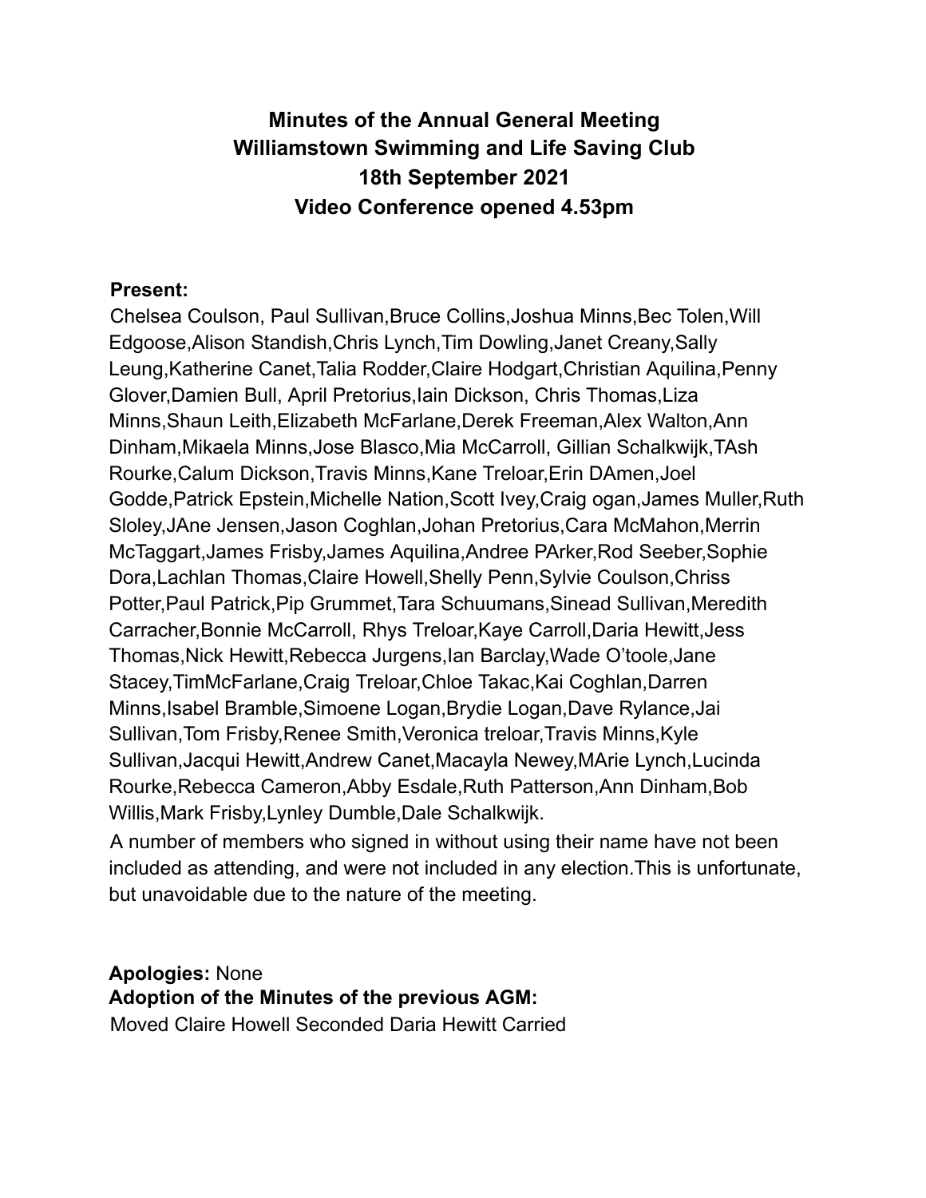# Minutes of the Annual General Meeting
# Williamstown Swimming and Life Saving Club
# 18th September 2021
# Video Conference opened 4.53pm

**Present:**

Chelsea Coulson, Paul Sullivan,Bruce Collins,Joshua Minns,Bec Tolen,Will Edgoose,Alison Standish,Chris Lynch,Tim Dowling,Janet Creany,Sally Leung,Katherine Canet,Talia Rodder,Claire Hodgart,Christian Aquilina,Penny Glover,Damien Bull, April Pretorius,Iain Dickson, Chris Thomas,Liza Minns,Shaun Leith,Elizabeth McFarlane,Derek Freeman,Alex Walton,Ann Dinham,Mikaela Minns,Jose Blasco,Mia McCarroll, Gillian Schalkwijk,TAsh Rourke,Calum Dickson,Travis Minns,Kane Treloar,Erin DAmen,Joel Godde,Patrick Epstein,Michelle Nation,Scott Ivey,Craig ogan,James Muller,Ruth Sloley,JAne Jensen,Jason Coghlan,Johan Pretorius,Cara McMahon,Merrin McTaggart,James Frisby,James Aquilina,Andree PArker,Rod Seeber,Sophie Dora,Lachlan Thomas,Claire Howell,Shelly Penn,Sylvie Coulson,Chriss Potter,Paul Patrick,Pip Grummet,Tara Schuumans,Sinead Sullivan,Meredith Carracher,Bonnie McCarroll, Rhys Treloar,Kaye Carroll,Daria Hewitt,Jess Thomas,Nick Hewitt,Rebecca Jurgens,Ian Barclay,Wade O'toole,Jane Stacey,TimMcFarlane,Craig Treloar,Chloe Takac,Kai Coghlan,Darren Minns,Isabel Bramble,Simoene Logan,Brydie Logan,Dave Rylance,Jai Sullivan,Tom Frisby,Renee Smith,Veronica treloar,Travis Minns,Kyle Sullivan,Jacqui Hewitt,Andrew Canet,Macayla Newey,MArie Lynch,Lucinda Rourke,Rebecca Cameron,Abby Esdale,Ruth Patterson,Ann Dinham,Bob Willis,Mark Frisby,Lynley Dumble,Dale Schalkwijk.

A number of members who signed in without using their name have not been included as attending, and were not included in any election.This is unfortunate, but unavoidable due to the nature of the meeting.

**Apologies:** None

**Adoption of the Minutes of the previous AGM:**

Moved Claire Howell Seconded Daria Hewitt Carried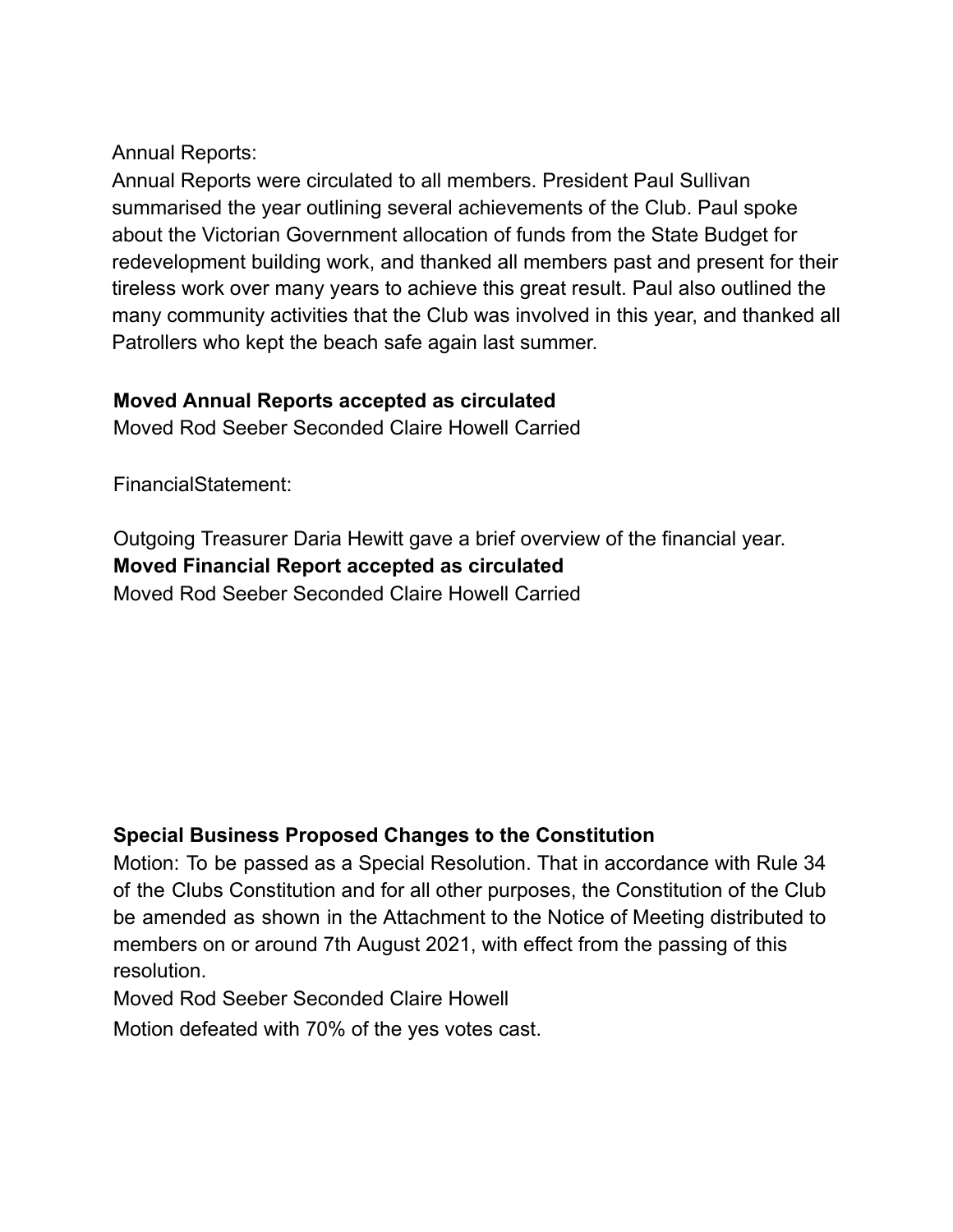Annual Reports:

Annual Reports were circulated to all members. President Paul Sullivan summarised the year outlining several achievements of the Club. Paul spoke about the Victorian Government allocation of funds from the State Budget for redevelopment building work, and thanked all members past and present for their tireless work over many years to achieve this great result. Paul also outlined the many community activities that the Club was involved in this year, and thanked all Patrollers who kept the beach safe again last summer.

**Moved Annual Reports accepted as circulated**

Moved Rod Seeber Seconded Claire Howell Carried

FinancialStatement:

Outgoing Treasurer Daria Hewitt gave a brief overview of the financial year.

**Moved Financial Report accepted as circulated**

Moved Rod Seeber Seconded Claire Howell Carried

**Special Business Proposed Changes to the Constitution**

Motion: To be passed as a Special Resolution. That in accordance with Rule 34 of the Clubs Constitution and for all other purposes, the Constitution of the Club be amended as shown in the Attachment to the Notice of Meeting distributed to members on or around 7th August 2021, with effect from the passing of this resolution.

Moved Rod Seeber Seconded Claire Howell

Motion defeated with 70% of the yes votes cast.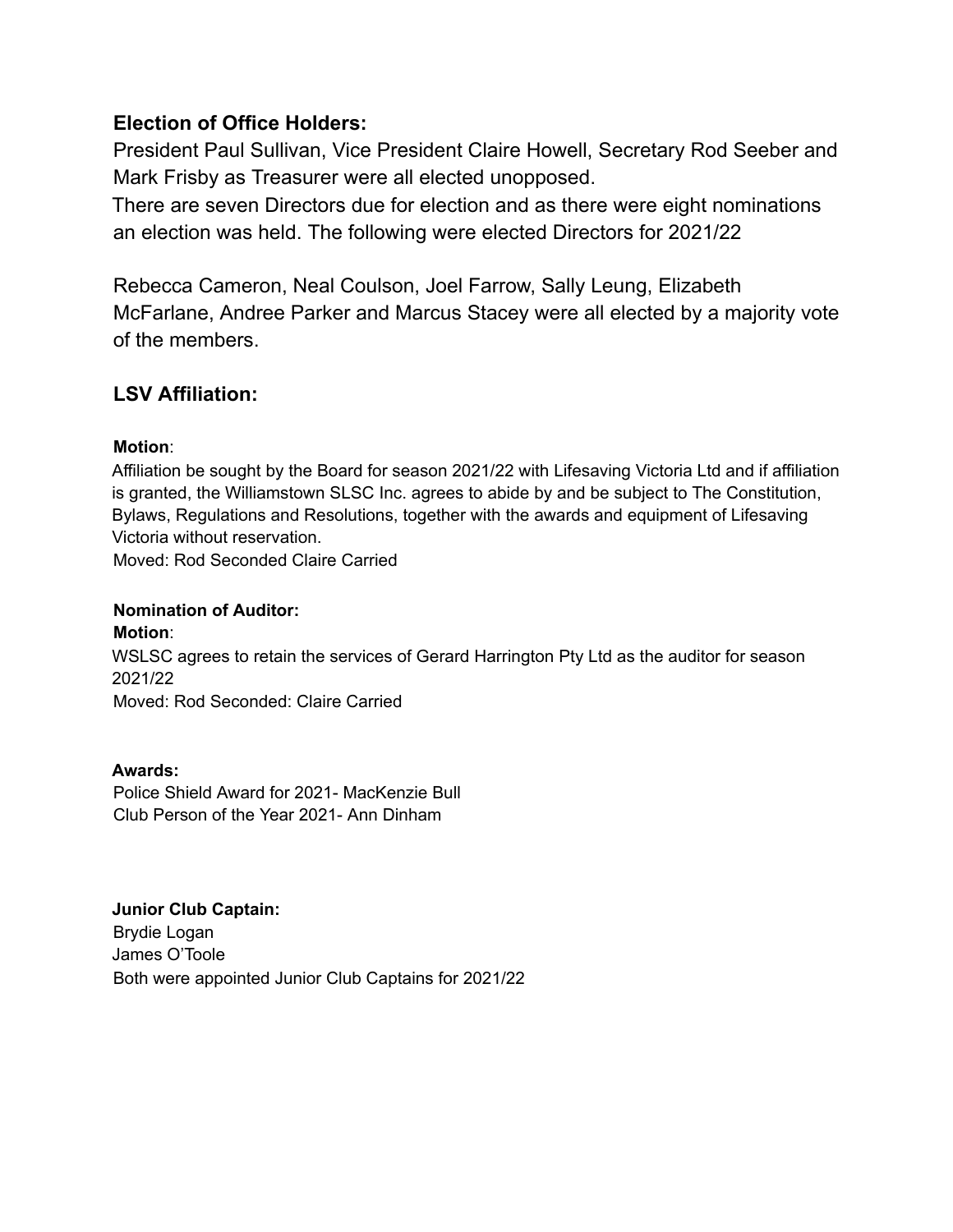## Election of Office Holders:

President Paul Sullivan, Vice President Claire Howell, Secretary Rod Seeber and Mark Frisby as Treasurer were all elected unopposed.
There are seven Directors due for election and as there were eight nominations an election was held. The following were elected Directors for 2021/22

Rebecca Cameron, Neal Coulson, Joel Farrow, Sally Leung, Elizabeth McFarlane, Andree Parker and Marcus Stacey were all elected by a majority vote of the members.

## LSV Affiliation:

**Motion**:
Affiliation be sought by the Board for season 2021/22 with Lifesaving Victoria Ltd and if affiliation is granted, the Williamstown SLSC Inc. agrees to abide by and be subject to The Constitution, Bylaws, Regulations and Resolutions, together with the awards and equipment of Lifesaving Victoria without reservation.
Moved: Rod Seconded Claire Carried

**Nomination of Auditor:**
**Motion**:
WSLSC agrees to retain the services of Gerard Harrington Pty Ltd as the auditor for season 2021/22
Moved: Rod Seconded: Claire Carried

**Awards:**
Police Shield Award for 2021- MacKenzie Bull
Club Person of the Year 2021- Ann Dinham

**Junior Club Captain:**
Brydie Logan
James O'Toole
Both were appointed Junior Club Captains for 2021/22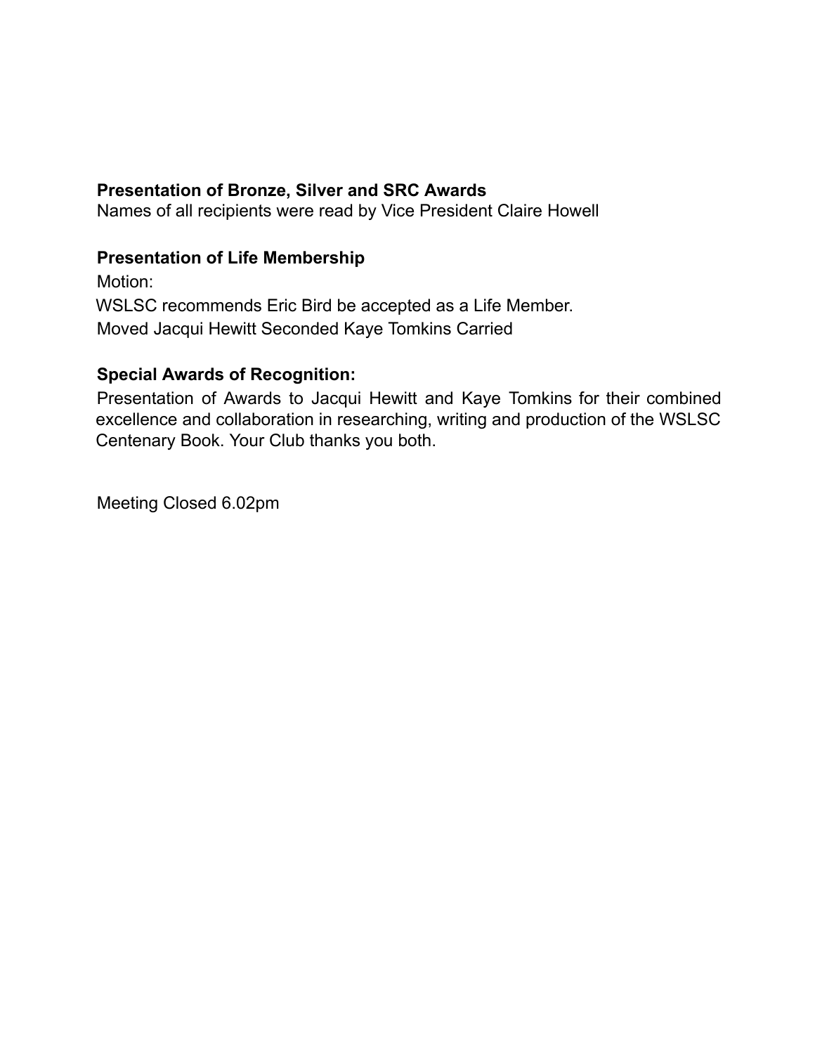**Presentation of Bronze, Silver and SRC Awards**

Names of all recipients were read by Vice President Claire Howell

**Presentation of Life Membership**

Motion:

WSLSC recommends Eric Bird be accepted as a Life Member.

Moved Jacqui Hewitt Seconded Kaye Tomkins Carried

**Special Awards of Recognition:**

Presentation of Awards to Jacqui Hewitt and Kaye Tomkins for their combined excellence and collaboration in researching, writing and production of the WSLSC Centenary Book. Your Club thanks you both.

Meeting Closed 6.02pm